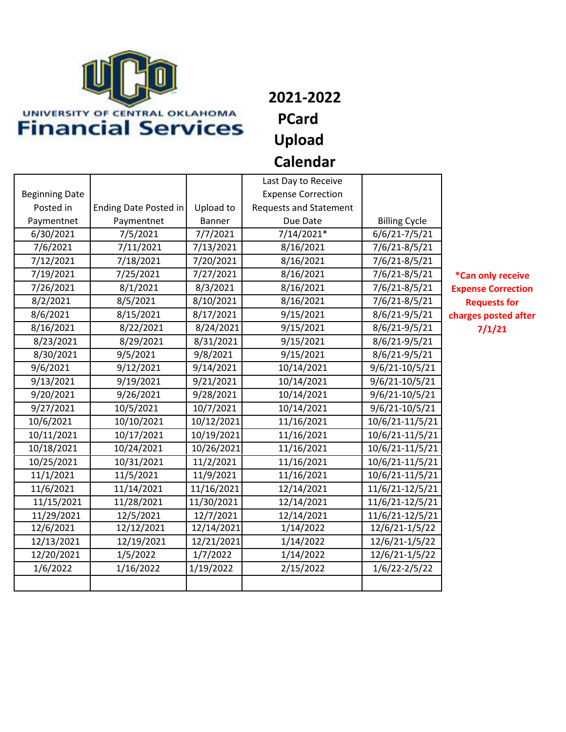UNIVERSITY OF CENTRAL OKLAHOMA
Financial Services

# 2021-2022 PCard Upload Calendar

| Beginning Date Posted in Paymentnet | Ending Date Posted in Paymentnet | Upload to Banner | Last Day to Receive Expense Correction Requests and Statement Due Date | Billing Cycle |
|---|---|---|---|---|
| 6/30/2021 | 7/5/2021 | 7/7/2021 | 7/14/2021* | 6/6/21-7/5/21 |
| 7/6/2021 | 7/11/2021 | 7/13/2021 | 8/16/2021 | 7/6/21-8/5/21 |
| 7/12/2021 | 7/18/2021 | 7/20/2021 | 8/16/2021 | 7/6/21-8/5/21 |
| 7/19/2021 | 7/25/2021 | 7/27/2021 | 8/16/2021 | 7/6/21-8/5/21 |
| 7/26/2021 | 8/1/2021 | 8/3/2021 | 8/16/2021 | 7/6/21-8/5/21 |
| 8/2/2021 | 8/5/2021 | 8/10/2021 | 8/16/2021 | 7/6/21-8/5/21 |
| 8/6/2021 | 8/15/2021 | 8/17/2021 | 9/15/2021 | 8/6/21-9/5/21 |
| 8/16/2021 | 8/22/2021 | 8/24/2021 | 9/15/2021 | 8/6/21-9/5/21 |
| 8/23/2021 | 8/29/2021 | 8/31/2021 | 9/15/2021 | 8/6/21-9/5/21 |
| 8/30/2021 | 9/5/2021 | 9/8/2021 | 9/15/2021 | 8/6/21-9/5/21 |
| 9/6/2021 | 9/12/2021 | 9/14/2021 | 10/14/2021 | 9/6/21-10/5/21 |
| 9/13/2021 | 9/19/2021 | 9/21/2021 | 10/14/2021 | 9/6/21-10/5/21 |
| 9/20/2021 | 9/26/2021 | 9/28/2021 | 10/14/2021 | 9/6/21-10/5/21 |
| 9/27/2021 | 10/5/2021 | 10/7/2021 | 10/14/2021 | 9/6/21-10/5/21 |
| 10/6/2021 | 10/10/2021 | 10/12/2021 | 11/16/2021 | 10/6/21-11/5/21 |
| 10/11/2021 | 10/17/2021 | 10/19/2021 | 11/16/2021 | 10/6/21-11/5/21 |
| 10/18/2021 | 10/24/2021 | 10/26/2021 | 11/16/2021 | 10/6/21-11/5/21 |
| 10/25/2021 | 10/31/2021 | 11/2/2021 | 11/16/2021 | 10/6/21-11/5/21 |
| 11/1/2021 | 11/5/2021 | 11/9/2021 | 11/16/2021 | 10/6/21-11/5/21 |
| 11/6/2021 | 11/14/2021 | 11/16/2021 | 12/14/2021 | 11/6/21-12/5/21 |
| 11/15/2021 | 11/28/2021 | 11/30/2021 | 12/14/2021 | 11/6/21-12/5/21 |
| 11/29/2021 | 12/5/2021 | 12/7/2021 | 12/14/2021 | 11/6/21-12/5/21 |
| 12/6/2021 | 12/12/2021 | 12/14/2021 | 1/14/2022 | 12/6/21-1/5/22 |
| 12/13/2021 | 12/19/2021 | 12/21/2021 | 1/14/2022 | 12/6/21-1/5/22 |
| 12/20/2021 | 1/5/2022 | 1/7/2022 | 1/14/2022 | 12/6/21-1/5/22 |
| 1/6/2022 | 1/16/2022 | 1/19/2022 | 2/15/2022 | 1/6/22-2/5/22 |
| | | | | |

**\*Can only receive Expense Correction Requests for charges posted after 7/1/21**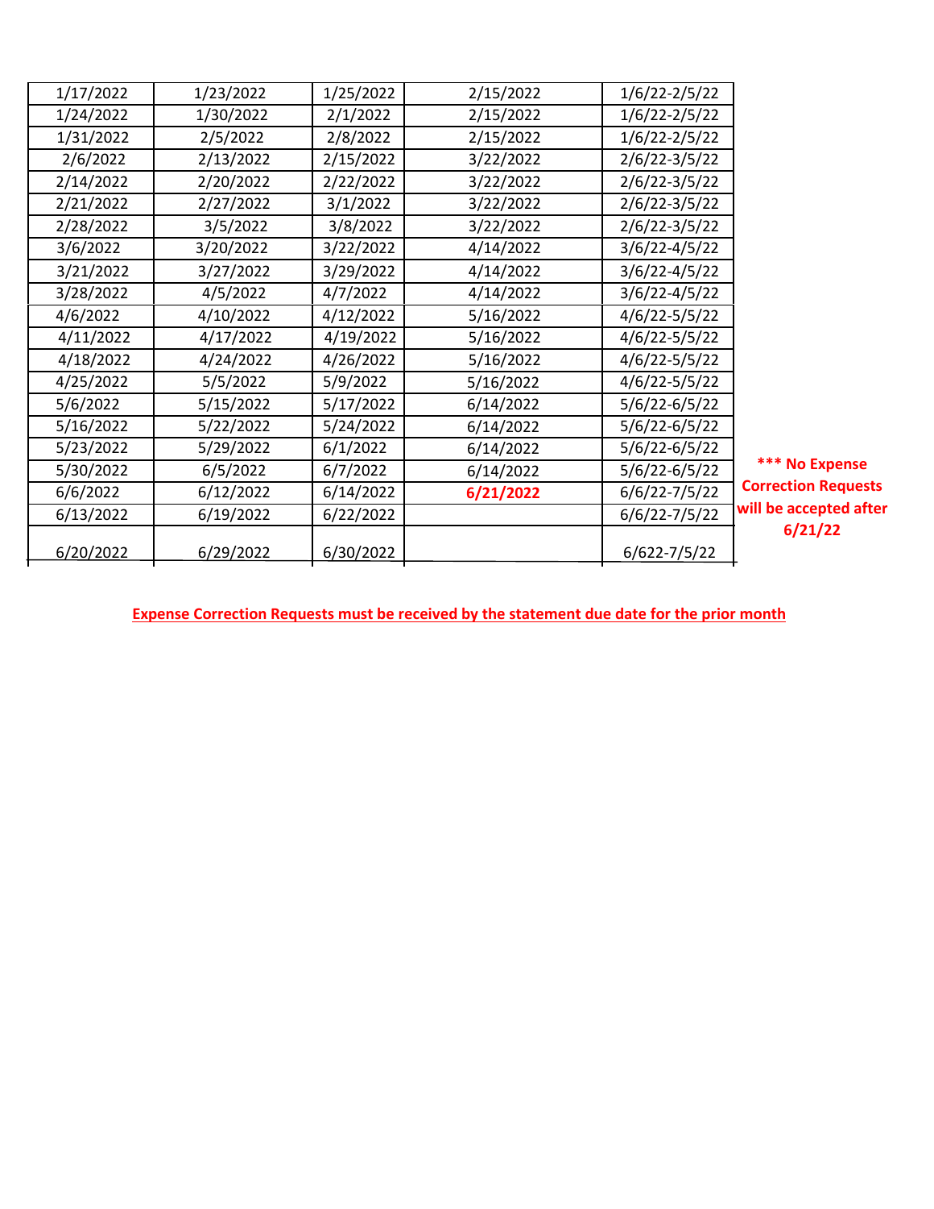| | | | | |
|---|---|---|---|---|
| 1/17/2022 | 1/23/2022 | 1/25/2022 | 2/15/2022 | 1/6/22-2/5/22 |
| 1/24/2022 | 1/30/2022 | 2/1/2022 | 2/15/2022 | 1/6/22-2/5/22 |
| 1/31/2022 | 2/5/2022 | 2/8/2022 | 2/15/2022 | 1/6/22-2/5/22 |
| 2/6/2022 | 2/13/2022 | 2/15/2022 | 3/22/2022 | 2/6/22-3/5/22 |
| 2/14/2022 | 2/20/2022 | 2/22/2022 | 3/22/2022 | 2/6/22-3/5/22 |
| 2/21/2022 | 2/27/2022 | 3/1/2022 | 3/22/2022 | 2/6/22-3/5/22 |
| 2/28/2022 | 3/5/2022 | 3/8/2022 | 3/22/2022 | 2/6/22-3/5/22 |
| 3/6/2022 | 3/20/2022 | 3/22/2022 | 4/14/2022 | 3/6/22-4/5/22 |
| 3/21/2022 | 3/27/2022 | 3/29/2022 | 4/14/2022 | 3/6/22-4/5/22 |
| 3/28/2022 | 4/5/2022 | 4/7/2022 | 4/14/2022 | 3/6/22-4/5/22 |
| 4/6/2022 | 4/10/2022 | 4/12/2022 | 5/16/2022 | 4/6/22-5/5/22 |
| 4/11/2022 | 4/17/2022 | 4/19/2022 | 5/16/2022 | 4/6/22-5/5/22 |
| 4/18/2022 | 4/24/2022 | 4/26/2022 | 5/16/2022 | 4/6/22-5/5/22 |
| 4/25/2022 | 5/5/2022 | 5/9/2022 | 5/16/2022 | 4/6/22-5/5/22 |
| 5/6/2022 | 5/15/2022 | 5/17/2022 | 6/14/2022 | 5/6/22-6/5/22 |
| 5/16/2022 | 5/22/2022 | 5/24/2022 | 6/14/2022 | 5/6/22-6/5/22 |
| 5/23/2022 | 5/29/2022 | 6/1/2022 | 6/14/2022 | 5/6/22-6/5/22 |
| 5/30/2022 | 6/5/2022 | 6/7/2022 | 6/14/2022 | 5/6/22-6/5/22 |
| 6/6/2022 | 6/12/2022 | 6/14/2022 | **6/21/2022** | 6/6/22-7/5/22 |
| 6/13/2022 | 6/19/2022 | 6/22/2022 | | 6/6/22-7/5/22 |
| 6/20/2022 | 6/29/2022 | 6/30/2022 | | 6/622-7/5/22 |

**\*\*\* No Expense Correction Requests will be accepted after 6/21/22**

**Expense Correction Requests must be received by the statement due date for the prior month**